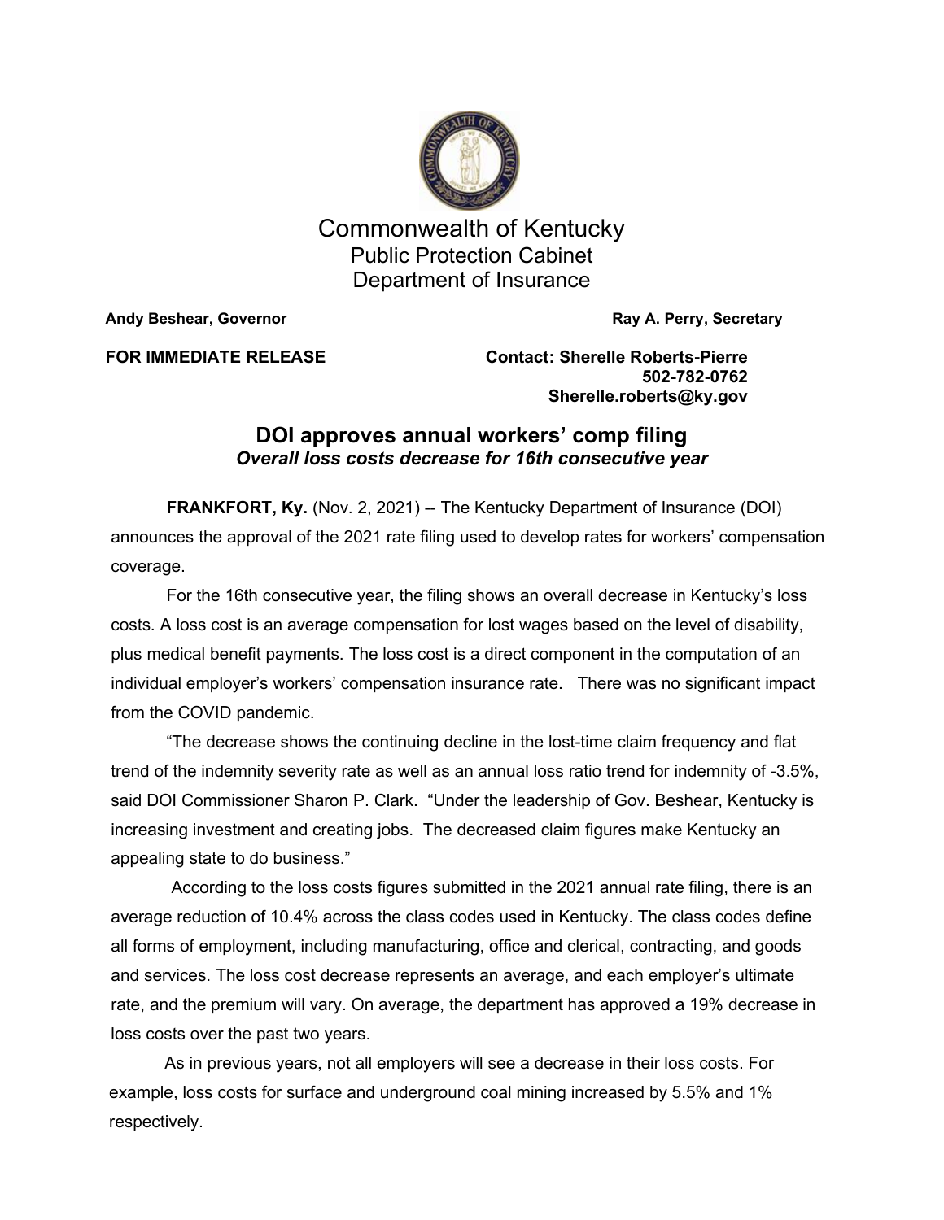# Commonwealth of Kentucky
## Public Protection Cabinet
## Department of Insurance

**Andy Beshear, Governor** **Ray A. Perry, Secretary**

**FOR IMMEDIATE RELEASE**

**Contact: Sherelle Roberts-Pierre**
**502-782-0762**
**Sherelle.roberts@ky.gov**

## DOI approves annual workers' comp filing
***Overall loss costs decrease for 16th consecutive year***

**FRANKFORT, Ky.** (Nov. 2, 2021) -- The Kentucky Department of Insurance (DOI) announces the approval of the 2021 rate filing used to develop rates for workers' compensation coverage.

For the 16th consecutive year, the filing shows an overall decrease in Kentucky's loss costs. A loss cost is an average compensation for lost wages based on the level of disability, plus medical benefit payments. The loss cost is a direct component in the computation of an individual employer's workers' compensation insurance rate. There was no significant impact from the COVID pandemic.

"The decrease shows the continuing decline in the lost-time claim frequency and flat trend of the indemnity severity rate as well as an annual loss ratio trend for indemnity of -3.5%, said DOI Commissioner Sharon P. Clark. "Under the leadership of Gov. Beshear, Kentucky is increasing investment and creating jobs. The decreased claim figures make Kentucky an appealing state to do business."

According to the loss costs figures submitted in the 2021 annual rate filing, there is an average reduction of 10.4% across the class codes used in Kentucky. The class codes define all forms of employment, including manufacturing, office and clerical, contracting, and goods and services. The loss cost decrease represents an average, and each employer's ultimate rate, and the premium will vary. On average, the department has approved a 19% decrease in loss costs over the past two years.

As in previous years, not all employers will see a decrease in their loss costs. For example, loss costs for surface and underground coal mining increased by 5.5% and 1% respectively.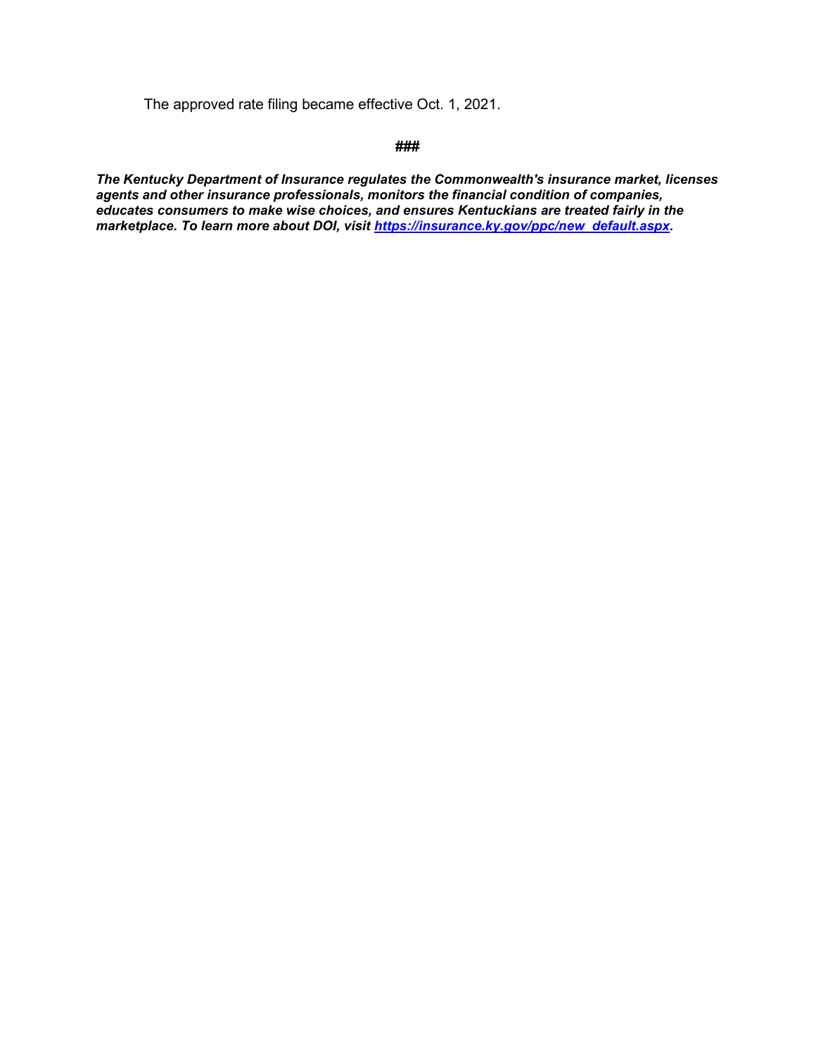The approved rate filing became effective Oct. 1, 2021.

###

***The Kentucky Department of Insurance regulates the Commonwealth's insurance market, licenses agents and other insurance professionals, monitors the financial condition of companies, educates consumers to make wise choices, and ensures Kentuckians are treated fairly in the marketplace. To learn more about DOI, visit [https://insurance.ky.gov/ppc/new_default.aspx](https://insurance.ky.gov/ppc/new_default.aspx).***